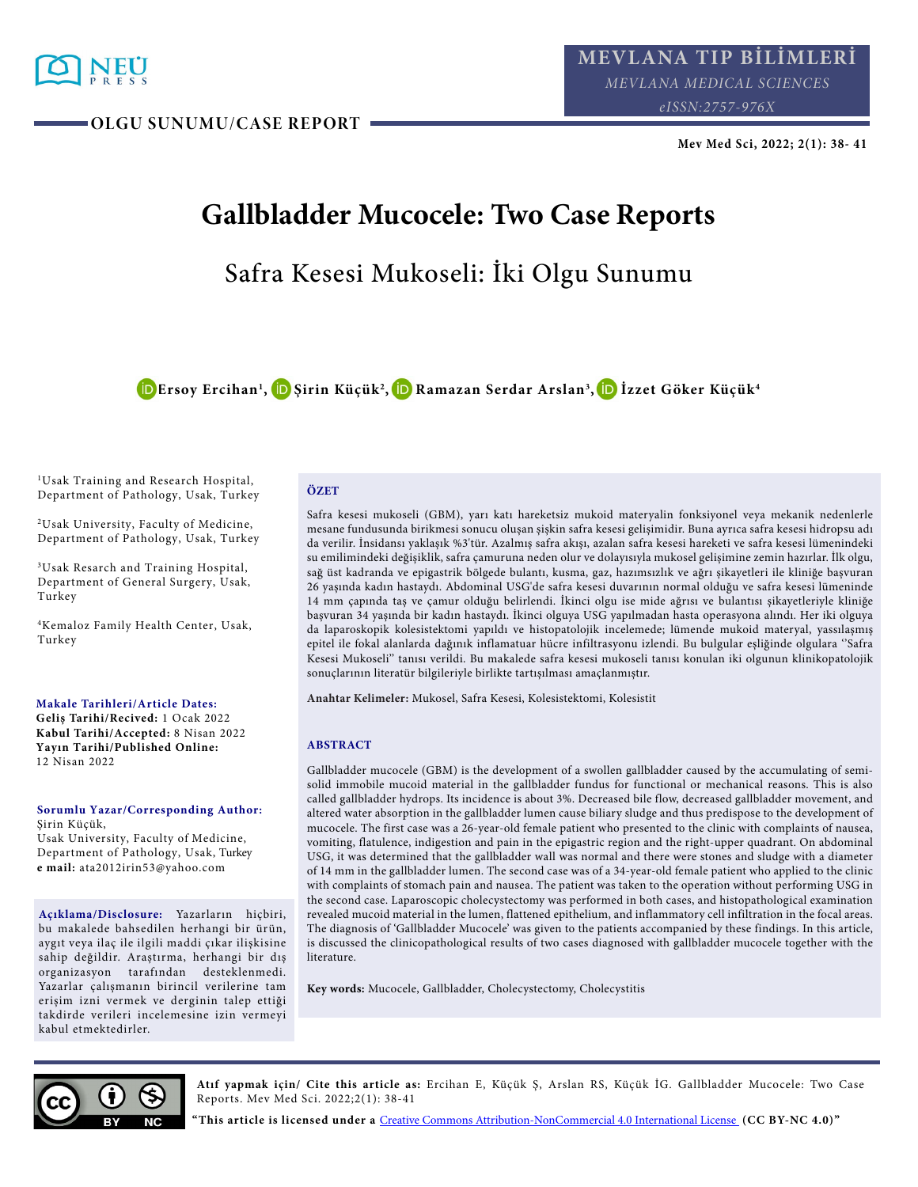OLGU SUNUMU/CASE REPORT

# Gallbladder Mucocele: Two Case Reports

## Safra Kesesi Mukoseli: İki Olgu Sunumu

**Ersoy Ercihan[1], Şirin Küçük[2], Ramazan Serdar Arslan[3], İzzet Göker Küçük[4]**

[1]Usak Training and Research Hospital, Department of Pathology, Usak, Turkey

[2]Usak University, Faculty of Medicine, Department of Pathology, Usak, Turkey

[3]Usak Resarch and Training Hospital, Department of General Surgery, Usak, Turkey

[4]Kemaloz Family Health Center, Usak, Turkey

**Makale Tarihleri/Article Dates:**
**Geliş Tarihi/Recived:** 1 Ocak 2022
**Kabul Tarihi/Accepted:** 8 Nisan 2022
**Yayın Tarihi/Published Online:** 12 Nisan 2022

**Sorumlu Yazar/Corresponding Author:**
Şirin Küçük,
Usak University, Faculty of Medicine, Department of Pathology, Usak, Turkey
**e mail:** ata2012irin53@yahoo.com

**Açıklama/Disclosure:** Yazarların hiçbiri, bu makalede bahsedilen herhangi bir ürün, aygıt veya ilaç ile ilgili maddi çıkar ilişkisine sahip değildir. Araştırma, herhangi bir dış organizasyon tarafından desteklenmedi. Yazarlar çalışmanın birincil verilerine tam erişim izni vermek ve derginin talep ettiği takdirde verileri incelemesine izin vermeyi kabul etmektedirler.

### ÖZET

Safra kesesi mukoseli (GBM), yarı katı hareketsiz mukoid materyalin fonksiyonel veya mekanik nedenlerle mesane fundusunda birikmesi sonucu oluşan şişkin safra kesesi gelişimidir. Buna ayrıca safra kesesi hidropsu adı da verilir. İnsidansı yaklaşık %3'tür. Azalmış safra akışı, azalan safra kesesi hareketi ve safra kesesi lümenindeki su emilimindeki değişiklik, safra çamuruna neden olur ve dolayısıyla mukosel gelişimine zemin hazırlar. İlk olgu, sağ üst kadranda ve epigastrik bölgede bulantı, kusma, gaz, hazımsızlık ve ağrı şikayetleri ile kliniğe başvuran 26 yaşında kadın hastaydı. Abdominal USG'de safra kesesi duvarının normal olduğu ve safra kesesi lümeninde 14 mm çapında taş ve çamur olduğu belirlendi. İkinci olgu ise mide ağrısı ve bulantısı şikayetleriyle kliniğe başvuran 34 yaşında bir kadın hastaydı. İkinci olguya USG yapılmadan hasta operasyona alındı. Her iki olguya da laparoskopik kolesistektomi yapıldı ve histopatolojik incelemede; lümende mukoid materyal, yassılaşmış epitel ile fokal alanlarda dağınık inflamatuar hücre infiltrasyonu izlendi. Bu bulgular eşliğinde olgulara ''Safra Kesesi Mukoseli'' tanısı verildi. Bu makalede safra kesesi mukoseli tanısı konulan iki olgunun klinikopatolojik sonuçlarının literatür bilgileriyle birlikte tartışılması amaçlanmıştır.

**Anahtar Kelimeler:** Mukosel, Safra Kesesi, Kolesistektomi, Kolesistit

### ABSTRACT

Gallbladder mucocele (GBM) is the development of a swollen gallbladder caused by the accumulating of semi-solid immobile mucoid material in the gallbladder fundus for functional or mechanical reasons. This is also called gallbladder hydrops. Its incidence is about 3%. Decreased bile flow, decreased gallbladder movement, and altered water absorption in the gallbladder lumen cause biliary sludge and thus predispose to the development of mucocele. The first case was a 26-year-old female patient who presented to the clinic with complaints of nausea, vomiting, flatulence, indigestion and pain in the epigastric region and the right-upper quadrant. On abdominal USG, it was determined that the gallbladder wall was normal and there were stones and sludge with a diameter of 14 mm in the gallbladder lumen. The second case was of a 34-year-old female patient who applied to the clinic with complaints of stomach pain and nausea. The patient was taken to the operation without performing USG in the second case. Laparoscopic cholecystectomy was performed in both cases, and histopathological examination revealed mucoid material in the lumen, flattened epithelium, and inflammatory cell infiltration in the focal areas. The diagnosis of 'Gallbladder Mucocele' was given to the patients accompanied by these findings. In this article, is discussed the clinicopathological results of two cases diagnosed with gallbladder mucocele together with the literature.

**Key words:** Mucocele, Gallbladder, Cholecystectomy, Cholecystitis

**Atıf yapmak için/ Cite this article as:** Ercihan E, Küçük Ş, Arslan RS, Küçük İG. Gallbladder Mucocele: Two Case Reports. Mev Med Sci. 2022;2(1): 38-41

**"This article is licensed under a** Creative Commons Attribution-NonCommercial 4.0 International License **(CC BY-NC 4.0)"**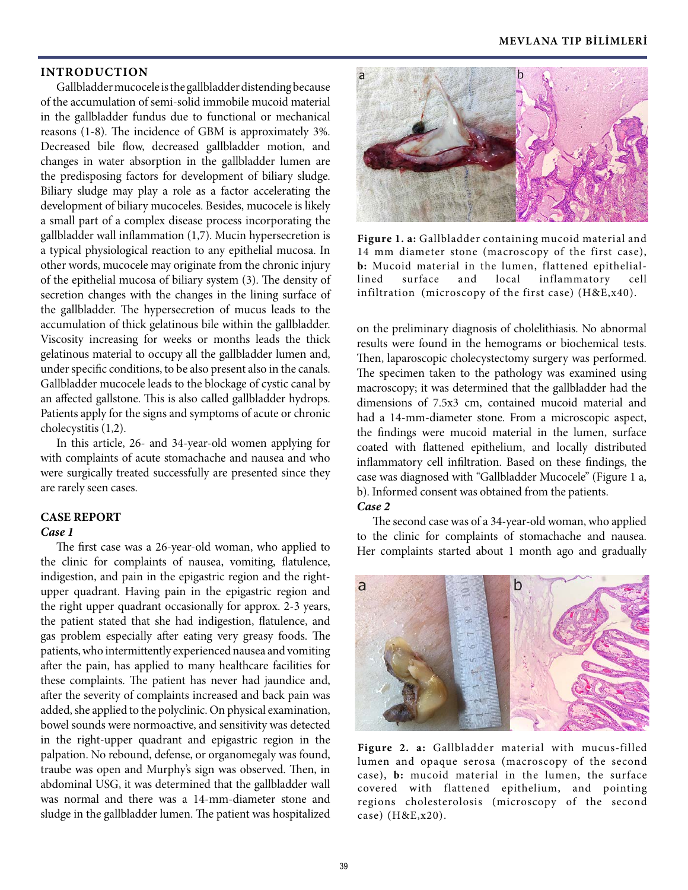## INTRODUCTION

Gallbladder mucocele is the gallbladder distending because of the accumulation of semi-solid immobile mucoid material in the gallbladder fundus due to functional or mechanical reasons (1-8). The incidence of GBM is approximately 3%. Decreased bile flow, decreased gallbladder motion, and changes in water absorption in the gallbladder lumen are the predisposing factors for development of biliary sludge. Biliary sludge may play a role as a factor accelerating the development of biliary mucoceles. Besides, mucocele is likely a small part of a complex disease process incorporating the gallbladder wall inflammation (1,7). Mucin hypersecretion is a typical physiological reaction to any epithelial mucosa. In other words, mucocele may originate from the chronic injury of the epithelial mucosa of biliary system (3). The density of secretion changes with the changes in the lining surface of the gallbladder. The hypersecretion of mucus leads to the accumulation of thick gelatinous bile within the gallbladder. Viscosity increasing for weeks or months leads the thick gelatinous material to occupy all the gallbladder lumen and, under specific conditions, to be also present also in the canals. Gallbladder mucocele leads to the blockage of cystic canal by an affected gallstone. This is also called gallbladder hydrops. Patients apply for the signs and symptoms of acute or chronic cholecystitis (1,2).

In this article, 26- and 34-year-old women applying for with complaints of acute stomachache and nausea and who were surgically treated successfully are presented since they are rarely seen cases.

## CASE REPORT

### *Case 1*

The first case was a 26-year-old woman, who applied to the clinic for complaints of nausea, vomiting, flatulence, indigestion, and pain in the epigastric region and the right-upper quadrant. Having pain in the epigastric region and the right upper quadrant occasionally for approx. 2-3 years, the patient stated that she had indigestion, flatulence, and gas problem especially after eating very greasy foods. The patients, who intermittently experienced nausea and vomiting after the pain, has applied to many healthcare facilities for these complaints. The patient has never had jaundice and, after the severity of complaints increased and back pain was added, she applied to the polyclinic. On physical examination, bowel sounds were normoactive, and sensitivity was detected in the right-upper quadrant and epigastric region in the palpation. No rebound, defense, or organomegaly was found, traube was open and Murphy's sign was observed. Then, in abdominal USG, it was determined that the gallbladder wall was normal and there was a 14-mm-diameter stone and sludge in the gallbladder lumen. The patient was hospitalized on the preliminary diagnosis of cholelithiasis. No abnormal results were found in the hemograms or biochemical tests. Then, laparoscopic cholecystectomy surgery was performed. The specimen taken to the pathology was examined using macroscopy; it was determined that the gallbladder had the dimensions of 7.5x3 cm, contained mucoid material and had a 14-mm-diameter stone. From a microscopic aspect, the findings were mucoid material in the lumen, surface coated with flattened epithelium, and locally distributed inflammatory cell infiltration. Based on these findings, the case was diagnosed with "Gallbladder Mucocele" (Figure 1 a, b). Informed consent was obtained from the patients.

**Figure 1. a:** Gallbladder containing mucoid material and 14 mm diameter stone (macroscopy of the first case), **b:** Mucoid material in the lumen, flattened epithelial-lined surface and local inflammatory cell infiltration (microscopy of the first case) (H&E,x40).

### *Case 2*

The second case was of a 34-year-old woman, who applied to the clinic for complaints of stomachache and nausea. Her complaints started about 1 month ago and gradually

**Figure 2. a:** Gallbladder material with mucus-filled lumen and opaque serosa (macroscopy of the second case), **b:** mucoid material in the lumen, the surface covered with flattened epithelium, and pointing regions cholesterolosis (microscopy of the second case) (H&E,x20).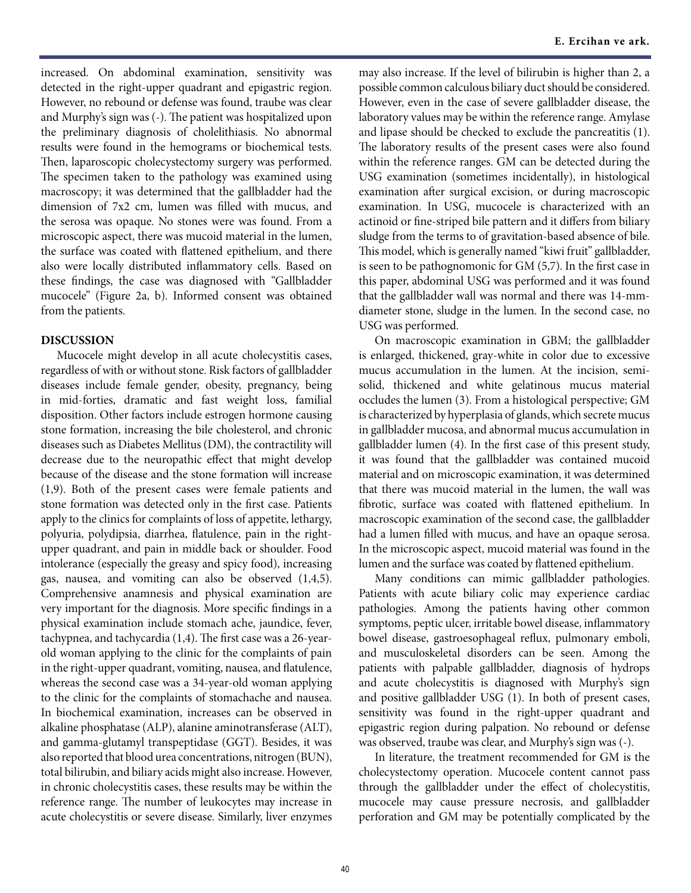increased. On abdominal examination, sensitivity was detected in the right-upper quadrant and epigastric region. However, no rebound or defense was found, traube was clear and Murphy's sign was (-). The patient was hospitalized upon the preliminary diagnosis of cholelithiasis. No abnormal results were found in the hemograms or biochemical tests. Then, laparoscopic cholecystectomy surgery was performed. The specimen taken to the pathology was examined using macroscopy; it was determined that the gallbladder had the dimension of 7x2 cm, lumen was filled with mucus, and the serosa was opaque. No stones were was found. From a microscopic aspect, there was mucoid material in the lumen, the surface was coated with flattened epithelium, and there also were locally distributed inflammatory cells. Based on these findings, the case was diagnosed with "Gallbladder mucocele" (Figure 2a, b). Informed consent was obtained from the patients.

## DISCUSSION

Mucocele might develop in all acute cholecystitis cases, regardless of with or without stone. Risk factors of gallbladder diseases include female gender, obesity, pregnancy, being in mid-forties, dramatic and fast weight loss, familial disposition. Other factors include estrogen hormone causing stone formation, increasing the bile cholesterol, and chronic diseases such as Diabetes Mellitus (DM), the contractility will decrease due to the neuropathic effect that might develop because of the disease and the stone formation will increase (1,9). Both of the present cases were female patients and stone formation was detected only in the first case. Patients apply to the clinics for complaints of loss of appetite, lethargy, polyuria, polydipsia, diarrhea, flatulence, pain in the right-upper quadrant, and pain in middle back or shoulder. Food intolerance (especially the greasy and spicy food), increasing gas, nausea, and vomiting can also be observed (1,4,5). Comprehensive anamnesis and physical examination are very important for the diagnosis. More specific findings in a physical examination include stomach ache, jaundice, fever, tachypnea, and tachycardia (1,4). The first case was a 26-year-old woman applying to the clinic for the complaints of pain in the right-upper quadrant, vomiting, nausea, and flatulence, whereas the second case was a 34-year-old woman applying to the clinic for the complaints of stomachache and nausea. In biochemical examination, increases can be observed in alkaline phosphatase (ALP), alanine aminotransferase (ALT), and gamma-glutamyl transpeptidase (GGT). Besides, it was also reported that blood urea concentrations, nitrogen (BUN), total bilirubin, and biliary acids might also increase. However, in chronic cholecystitis cases, these results may be within the reference range. The number of leukocytes may increase in acute cholecystitis or severe disease. Similarly, liver enzymes may also increase. If the level of bilirubin is higher than 2, a possible common calculous biliary duct should be considered. However, even in the case of severe gallbladder disease, the laboratory values may be within the reference range. Amylase and lipase should be checked to exclude the pancreatitis (1). The laboratory results of the present cases were also found within the reference ranges. GM can be detected during the USG examination (sometimes incidentally), in histological examination after surgical excision, or during macroscopic examination. In USG, mucocele is characterized with an actinoid or fine-striped bile pattern and it differs from biliary sludge from the terms to of gravitation-based absence of bile. This model, which is generally named "kiwi fruit" gallbladder, is seen to be pathognomonic for GM (5,7). In the first case in this paper, abdominal USG was performed and it was found that the gallbladder wall was normal and there was 14-mm-diameter stone, sludge in the lumen. In the second case, no USG was performed.

On macroscopic examination in GBM; the gallbladder is enlarged, thickened, gray-white in color due to excessive mucus accumulation in the lumen. At the incision, semi-solid, thickened and white gelatinous mucus material occludes the lumen (3). From a histological perspective; GM is characterized by hyperplasia of glands, which secrete mucus in gallbladder mucosa, and abnormal mucus accumulation in gallbladder lumen (4). In the first case of this present study, it was found that the gallbladder was contained mucoid material and on microscopic examination, it was determined that there was mucoid material in the lumen, the wall was fibrotic, surface was coated with flattened epithelium. In macroscopic examination of the second case, the gallbladder had a lumen filled with mucus, and have an opaque serosa. In the microscopic aspect, mucoid material was found in the lumen and the surface was coated by flattened epithelium.

Many conditions can mimic gallbladder pathologies. Patients with acute biliary colic may experience cardiac pathologies. Among the patients having other common symptoms, peptic ulcer, irritable bowel disease, inflammatory bowel disease, gastroesophageal reflux, pulmonary emboli, and musculoskeletal disorders can be seen. Among the patients with palpable gallbladder, diagnosis of hydrops and acute cholecystitis is diagnosed with Murphy's sign and positive gallbladder USG (1). In both of present cases, sensitivity was found in the right-upper quadrant and epigastric region during palpation. No rebound or defense was observed, traube was clear, and Murphy's sign was (-).

In literature, the treatment recommended for GM is the cholecystectomy operation. Mucocele content cannot pass through the gallbladder under the effect of cholecystitis, mucocele may cause pressure necrosis, and gallbladder perforation and GM may be potentially complicated by the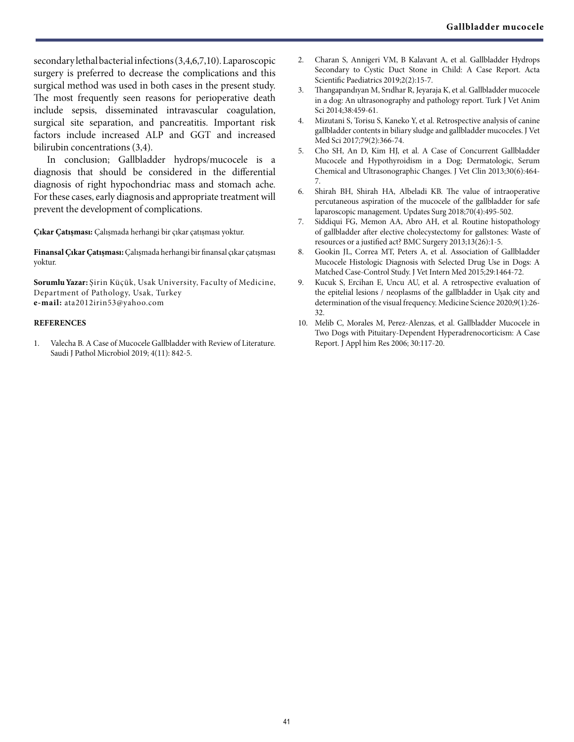secondary lethal bacterial infections (3,4,6,7,10). Laparoscopic surgery is preferred to decrease the complications and this surgical method was used in both cases in the present study. The most frequently seen reasons for perioperative death include sepsis, disseminated intravascular coagulation, surgical site separation, and pancreatitis. Important risk factors include increased ALP and GGT and increased bilirubin concentrations (3,4).

In conclusion; Gallbladder hydrops/mucocele is a diagnosis that should be considered in the differential diagnosis of right hypochondriac mass and stomach ache. For these cases, early diagnosis and appropriate treatment will prevent the development of complications.

**Çıkar Çatışması:** Çalışmada herhangi bir çıkar çatışması yoktur.

**Finansal Çıkar Çatışması:** Çalışmada herhangi bir finansal çıkar çatışması yoktur.

**Sorumlu Yazar:** Şirin Küçük, Usak University, Faculty of Medicine, Department of Pathology, Usak, Turkey
**e-mail:** ata2012irin53@yahoo.com

## REFERENCES

1. Valecha B. A Case of Mucocele Gallbladder with Review of Literature. Saudi J Pathol Microbiol 2019; 4(11): 842-5.
2. Charan S, Annigeri VM, B Kalavant A, et al. Gallbladder Hydrops Secondary to Cystic Duct Stone in Child: A Case Report. Acta Scientific Paediatrics 2019;2(2):15-7.
3. Thangapandıyan M, Srıdhar R, Jeyaraja K, et al. Gallbladder mucocele in a dog: An ultrasonography and pathology report. Turk J Vet Anim Sci 2014;38:459-61.
4. Mizutani S, Torisu S, Kaneko Y, et al. Retrospective analysis of canine gallbladder contents in biliary sludge and gallbladder mucoceles. J Vet Med Sci 2017;79(2):366-74.
5. Cho SH, An D, Kim HJ, et al. A Case of Concurrent Gallbladder Mucocele and Hypothyroidism in a Dog; Dermatologic, Serum Chemical and Ultrasonographic Changes. J Vet Clin 2013;30(6):464-7.
6. Shirah BH, Shirah HA, Albeladi KB. The value of intraoperative percutaneous aspiration of the mucocele of the gallbladder for safe laparoscopic management. Updates Surg 2018;70(4):495-502.
7. Siddiqui FG, Memon AA, Abro AH, et al. Routine histopathology of gallbladder after elective cholecystectomy for gallstones: Waste of resources or a justified act? BMC Surgery 2013;13(26):1-5.
8. Gookin JL, Correa MT, Peters A, et al. Association of Gallbladder Mucocele Histologic Diagnosis with Selected Drug Use in Dogs: A Matched Case-Control Study. J Vet Intern Med 2015;29:1464-72.
9. Kucuk S, Ercihan E, Uncu AU, et al. A retrospective evaluation of the epitelial lesions / neoplasms of the gallbladder in Uşak city and determination of the visual frequency. Medicine Science 2020;9(1):26-32.
10. Melib C, Morales M, Perez-Alenzas, et al. Gallbladder Mucocele in Two Dogs with Pituitary-Dependent Hyperadrenocorticism: A Case Report. J Appl him Res 2006; 30:117-20.